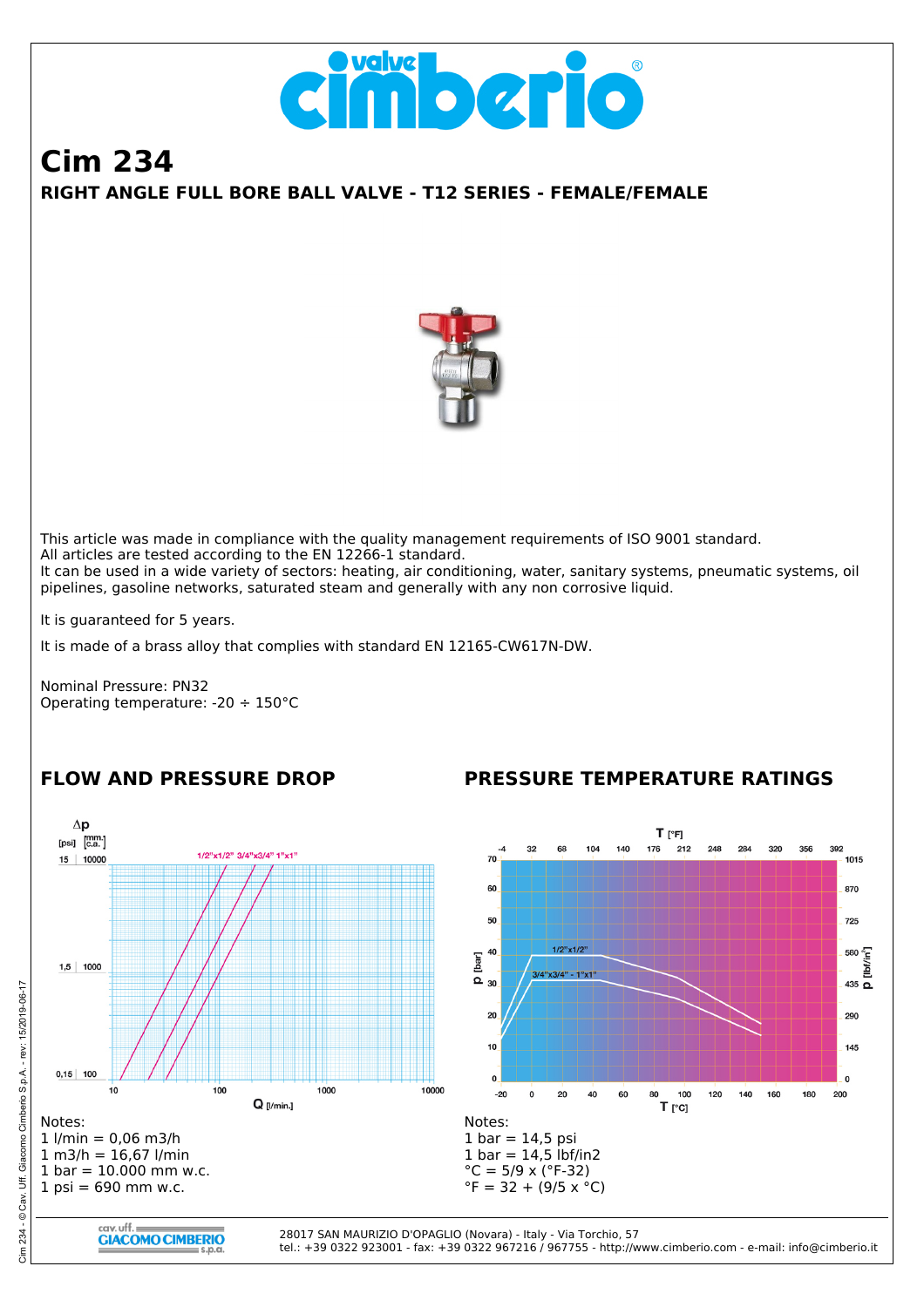# Cim 234

## RIGHT ANGLE FULL BORE BALL VALVE - T12 SERIES - FEMALE/FEMALE

This article was made in compliance with the quality management requirements of ISO 9001 standard.
All articles are tested according to the EN 12266-1 standard.
It can be used in a wide variety of sectors: heating, air conditioning, water, sanitary systems, pneumatic systems, oil pipelines, gasoline networks, saturated steam and generally with any non corrosive liquid.

It is guaranteed for 5 years.

It is made of a brass alloy that complies with standard EN 12165-CW617N-DW.

Nominal Pressure: PN32
Operating temperature: -20 ÷ 150°C

## FLOW AND PRESSURE DROP

Notes:
1 l/min = 0,06 m3/h
1 m3/h = 16,67 l/min
1 bar = 10.000 mm w.c.
1 psi = 690 mm w.c.

## PRESSURE TEMPERATURE RATINGS

Notes:
1 bar = 14,5 psi
1 bar = 14,5 lbf/in2
°C = 5/9 x (°F-32)
°F = 32 + (9/5 x °C)

28017 SAN MAURIZIO D'OPAGLIO (Novara) - Italy - Via Torchio, 57
tel.: +39 0322 923001 - fax: +39 0322 967216 / 967755 - http://www.cimberio.com - e-mail: info@cimberio.it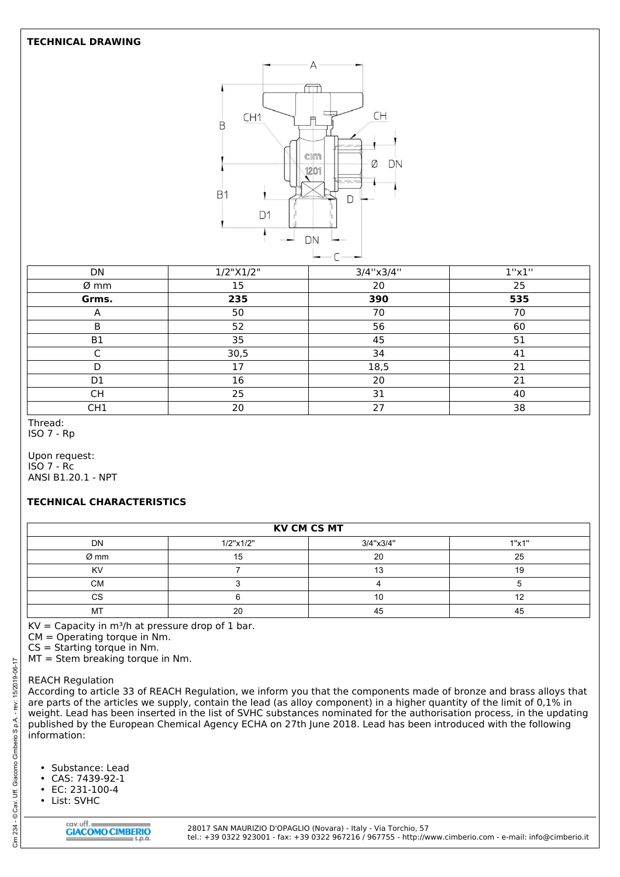## TECHNICAL DRAWING

| DN | 1/2"X1/2" | 3/4''x3/4'' | 1''x1'' |
|---|---|---|---|
| Ø mm | 15 | 20 | 25 |
| **Grms.** | **235** | **390** | **535** |
| A | 50 | 70 | 70 |
| B | 52 | 56 | 60 |
| B1 | 35 | 45 | 51 |
| C | 30,5 | 34 | 41 |
| D | 17 | 18,5 | 21 |
| D1 | 16 | 20 | 21 |
| CH | 25 | 31 | 40 |
| CH1 | 20 | 27 | 38 |

Thread:
ISO 7 - Rp

Upon request:
ISO 7 - Rc
ANSI B1.20.1 - NPT

## TECHNICAL CHARACTERISTICS

| KV CM CS MT | | | |
|---|---|---|---|
| DN | 1/2"x1/2" | 3/4"x3/4" | 1"x1" |
| Ø mm | 15 | 20 | 25 |
| KV | 7 | 13 | 19 |
| CM | 3 | 4 | 5 |
| CS | 6 | 10 | 12 |
| MT | 20 | 45 | 45 |

KV = Capacity in $m^3/h$ at pressure drop of 1 bar.
CM = Operating torque in Nm.
CS = Starting torque in Nm.
MT = Stem breaking torque in Nm.

REACH Regulation
According to article 33 of REACH Regulation, we inform you that the components made of bronze and brass alloys that are parts of the articles we supply, contain the lead (as alloy component) in a higher quantity of the limit of 0,1% in weight. Lead has been inserted in the list of SVHC substances nominated for the authorisation process, in the updating published by the European Chemical Agency ECHA on 27th June 2018. Lead has been introduced with the following information:

- Substance: Lead
- CAS: 7439-92-1
- EC: 231-100-4
- List: SVHC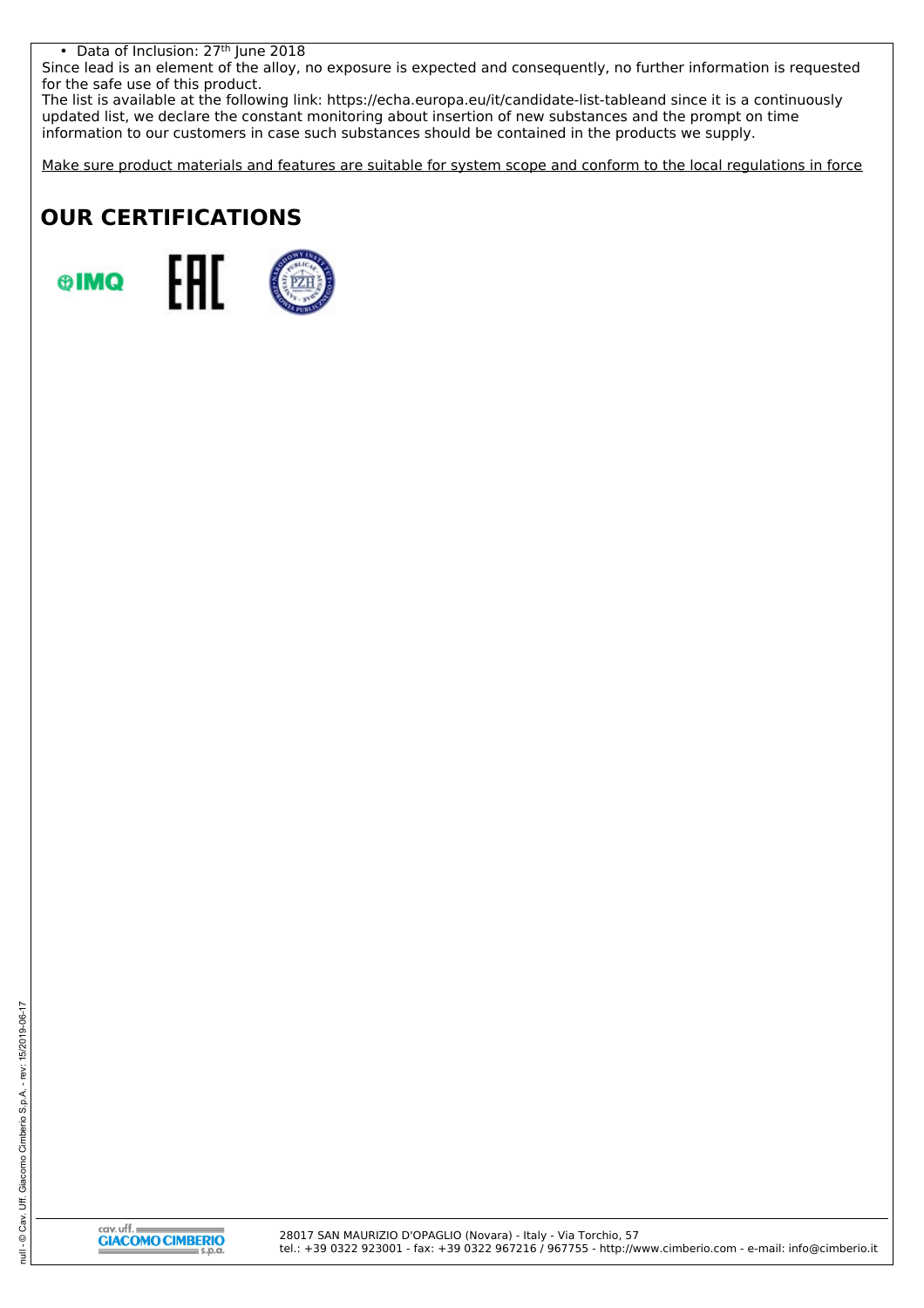- Data of Inclusion: 27th June 2018

Since lead is an element of the alloy, no exposure is expected and consequently, no further information is requested for the safe use of this product.
The list is available at the following link: https://echa.europa.eu/it/candidate-list-tableand since it is a continuously updated list, we declare the constant monitoring about insertion of new substances and the prompt on time information to our customers in case such substances should be contained in the products we supply.

Make sure product materials and features are suitable for system scope and conform to the local regulations in force

## OUR CERTIFICATIONS